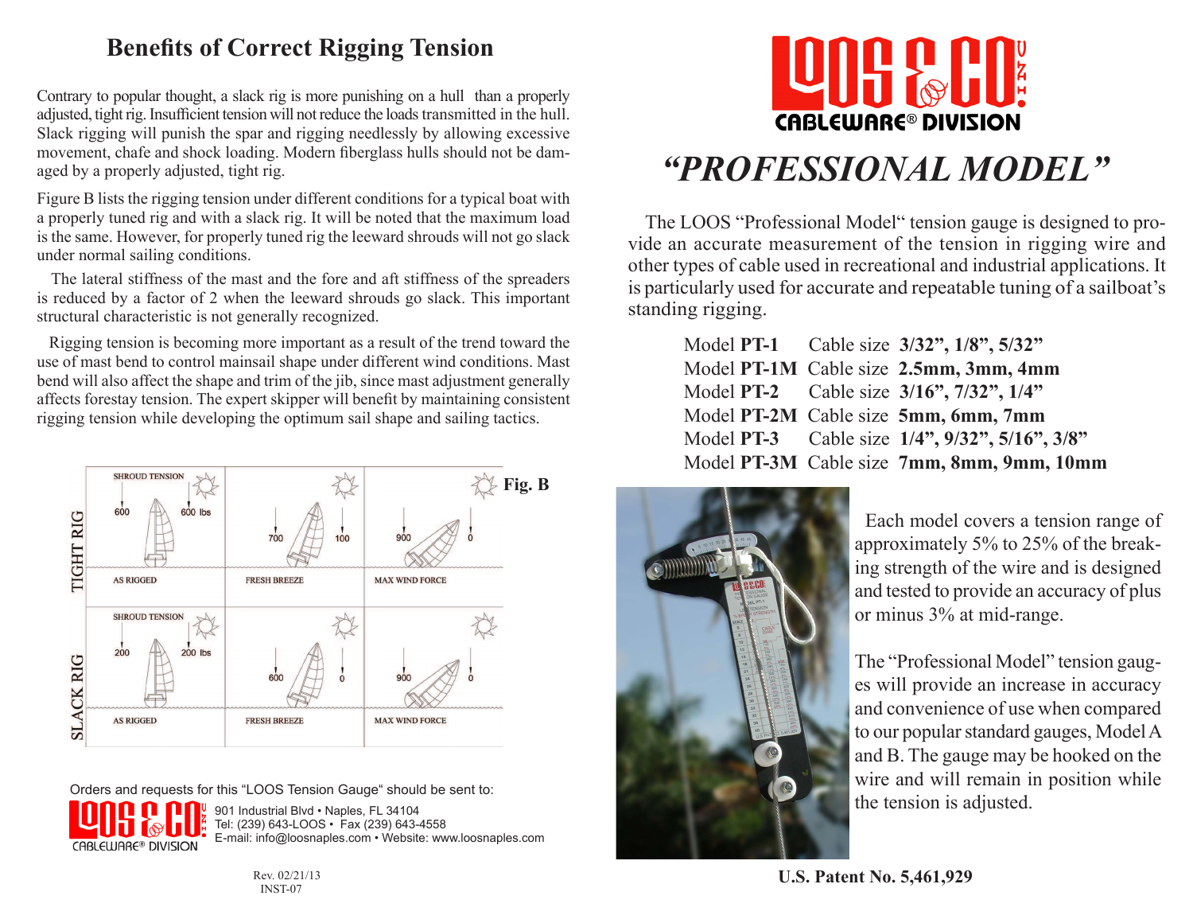## Benefits of Correct Rigging Tension

Contrary to popular thought, a slack rig is more punishing on a hull than a properly adjusted, tight rig. Insufficient tension will not reduce the loads transmitted in the hull. Slack rigging will punish the spar and rigging needlessly by allowing excessive movement, chafe and shock loading. Modern fiberglass hulls should not be damaged by a properly adjusted, tight rig.

Figure B lists the rigging tension under different conditions for a typical boat with a properly tuned rig and with a slack rig. It will be noted that the maximum load is the same. However, for properly tuned rig the leeward shrouds will not go slack under normal sailing conditions.

The lateral stiffness of the mast and the fore and aft stiffness of the spreaders is reduced by a factor of 2 when the leeward shrouds go slack. This important structural characteristic is not generally recognized.

Rigging tension is becoming more important as a result of the trend toward the use of mast bend to control mainsail shape under different wind conditions. Mast bend will also affect the shape and trim of the jib, since mast adjustment generally affects forestay tension. The expert skipper will benefit by maintaining consistent rigging tension while developing the optimum sail shape and sailing tactics.

**Fig. B**

| | AS RIGGED | FRESH BREEZE | MAX WIND FORCE |
|---|---|---|---|
| TIGHT RIG (Shroud tension) | 600 / 600 lbs | 700 / 100 | 900 / 0 |
| SLACK RIG (Shroud tension) | 200 / 200 lbs | 600 / 0 | 900 / 0 |

Orders and requests for this "LOOS Tension Gauge" should be sent to:

LOOS & CO. INC. CABLEWARE® DIVISION
901 Industrial Blvd • Naples, FL 34104
Tel: (239) 643-LOOS • Fax (239) 643-4558
E-mail: info@loosnaples.com • Website: www.loosnaples.com

Rev. 02/21/13
INST-07

LOOS & CO. INC.
CABLEWARE® DIVISION

# *"PROFESSIONAL MODEL"*

The LOOS "Professional Model" tension gauge is designed to provide an accurate measurement of the tension in rigging wire and other types of cable used in recreational and industrial applications. It is particularly used for accurate and repeatable tuning of a sailboat's standing rigging.

| Model | Cable size |
|---|---|
| Model **PT-1** | Cable size **3/32", 1/8", 5/32"** |
| Model **PT-1M** | Cable size **2.5mm, 3mm, 4mm** |
| Model **PT-2** | Cable size **3/16", 7/32", 1/4"** |
| Model **PT-2M** | Cable size **5mm, 6mm, 7mm** |
| Model **PT-3** | Cable size **1/4", 9/32", 5/16", 3/8"** |
| Model **PT-3M** | Cable size **7mm, 8mm, 9mm, 10mm** |

Each model covers a tension range of approximately 5% to 25% of the breaking strength of the wire and is designed and tested to provide an accuracy of plus or minus 3% at mid-range.

The "Professional Model" tension gauges will provide an increase in accuracy and convenience of use when compared to our popular standard gauges, Model A and B. The gauge may be hooked on the wire and will remain in position while the tension is adjusted.

**U.S. Patent No. 5,461,929**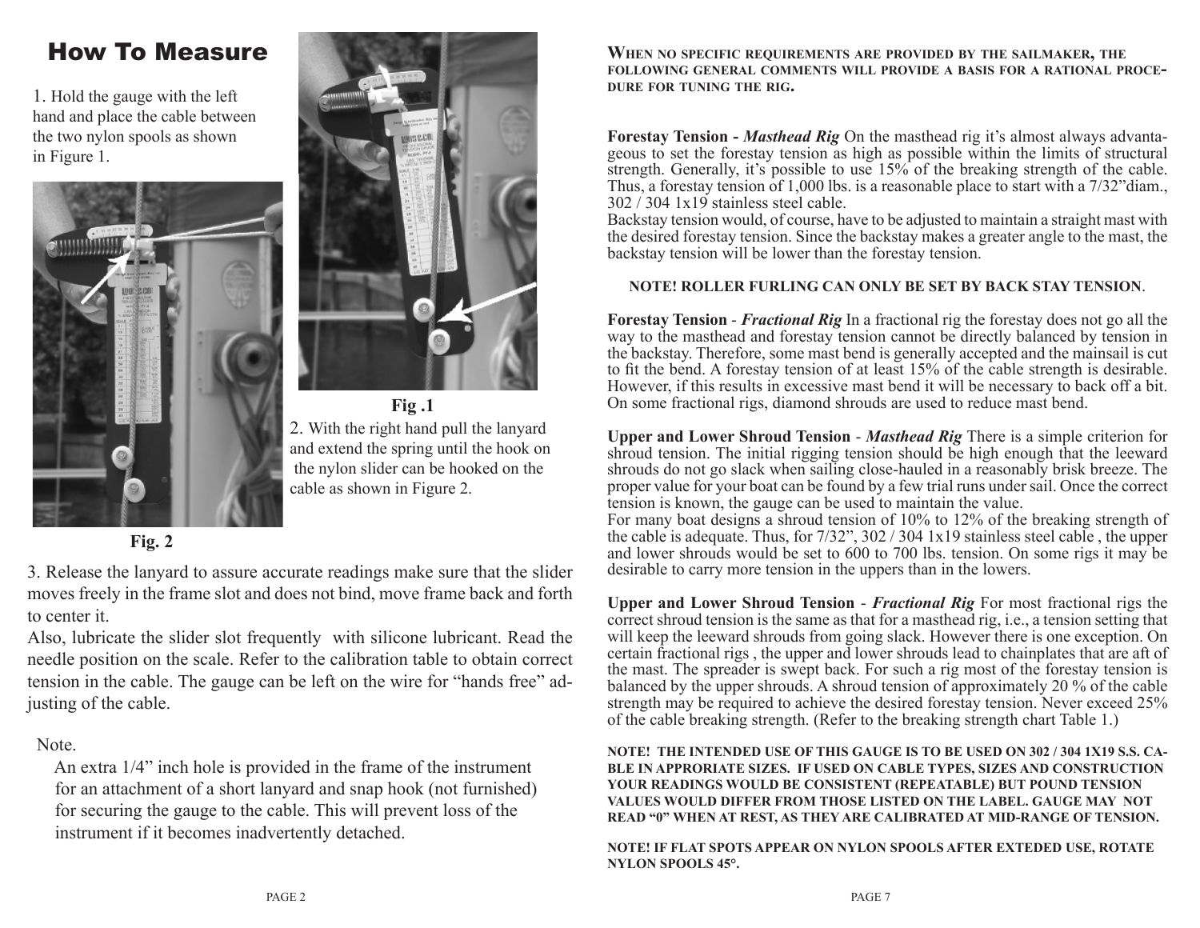# How To Measure

1. Hold the gauge with the left hand and place the cable between the two nylon spools as shown in Figure 1.

**Fig .1**

2. With the right hand pull the lanyard and extend the spring until the hook on the nylon slider can be hooked on the cable as shown in Figure 2.

**Fig. 2**

3. Release the lanyard to assure accurate readings make sure that the slider moves freely in the frame slot and does not bind, move frame back and forth to center it.

Also, lubricate the slider slot frequently with silicone lubricant. Read the needle position on the scale. Refer to the calibration table to obtain correct tension in the cable. The gauge can be left on the wire for "hands free" adjusting of the cable.

Note.

An extra 1/4" inch hole is provided in the frame of the instrument for an attachment of a short lanyard and snap hook (not furnished) for securing the gauge to the cable. This will prevent loss of the instrument if it becomes inadvertently detached.

**WHEN NO SPECIFIC REQUIREMENTS ARE PROVIDED BY THE SAILMAKER, THE FOLLOWING GENERAL COMMENTS WILL PROVIDE A BASIS FOR A RATIONAL PROCEDURE FOR TUNING THE RIG.**

**Forestay Tension - *Masthead Rig*** On the masthead rig it's almost always advantageous to set the forestay tension as high as possible within the limits of structural strength. Generally, it's possible to use 15% of the breaking strength of the cable. Thus, a forestay tension of 1,000 lbs. is a reasonable place to start with a 7/32"diam., 302 / 304 1x19 stainless steel cable.

Backstay tension would, of course, have to be adjusted to maintain a straight mast with the desired forestay tension. Since the backstay makes a greater angle to the mast, the backstay tension will be lower than the forestay tension.

**NOTE! ROLLER FURLING CAN ONLY BE SET BY BACK STAY TENSION**.

**Forestay Tension** - ***Fractional Rig*** In a fractional rig the forestay does not go all the way to the masthead and forestay tension cannot be directly balanced by tension in the backstay. Therefore, some mast bend is generally accepted and the mainsail is cut to fit the bend. A forestay tension of at least 15% of the cable strength is desirable. However, if this results in excessive mast bend it will be necessary to back off a bit. On some fractional rigs, diamond shrouds are used to reduce mast bend.

**Upper and Lower Shroud Tension** - ***Masthead Rig*** There is a simple criterion for shroud tension. The initial rigging tension should be high enough that the leeward shrouds do not go slack when sailing close-hauled in a reasonably brisk breeze. The proper value for your boat can be found by a few trial runs under sail. Once the correct tension is known, the gauge can be used to maintain the value.

For many boat designs a shroud tension of 10% to 12% of the breaking strength of the cable is adequate. Thus, for 7/32", 302 / 304 1x19 stainless steel cable , the upper and lower shrouds would be set to 600 to 700 lbs. tension. On some rigs it may be desirable to carry more tension in the uppers than in the lowers.

**Upper and Lower Shroud Tension** - ***Fractional Rig*** For most fractional rigs the correct shroud tension is the same as that for a masthead rig, i.e., a tension setting that will keep the leeward shrouds from going slack. However there is one exception. On certain fractional rigs , the upper and lower shrouds lead to chainplates that are aft of the mast. The spreader is swept back. For such a rig most of the forestay tension is balanced by the upper shrouds. A shroud tension of approximately 20 % of the cable strength may be required to achieve the desired forestay tension. Never exceed 25% of the cable breaking strength. (Refer to the breaking strength chart Table 1.)

**NOTE! THE INTENDED USE OF THIS GAUGE IS TO BE USED ON 302 / 304 1X19 S.S. CABLE IN APPRORIATE SIZES. IF USED ON CABLE TYPES, SIZES AND CONSTRUCTION YOUR READINGS WOULD BE CONSISTENT (REPEATABLE) BUT POUND TENSION VALUES WOULD DIFFER FROM THOSE LISTED ON THE LABEL. GAUGE MAY NOT READ "0" WHEN AT REST, AS THEY ARE CALIBRATED AT MID-RANGE OF TENSION.**

**NOTE! IF FLAT SPOTS APPEAR ON NYLON SPOOLS AFTER EXTEDED USE, ROTATE NYLON SPOOLS 45°.**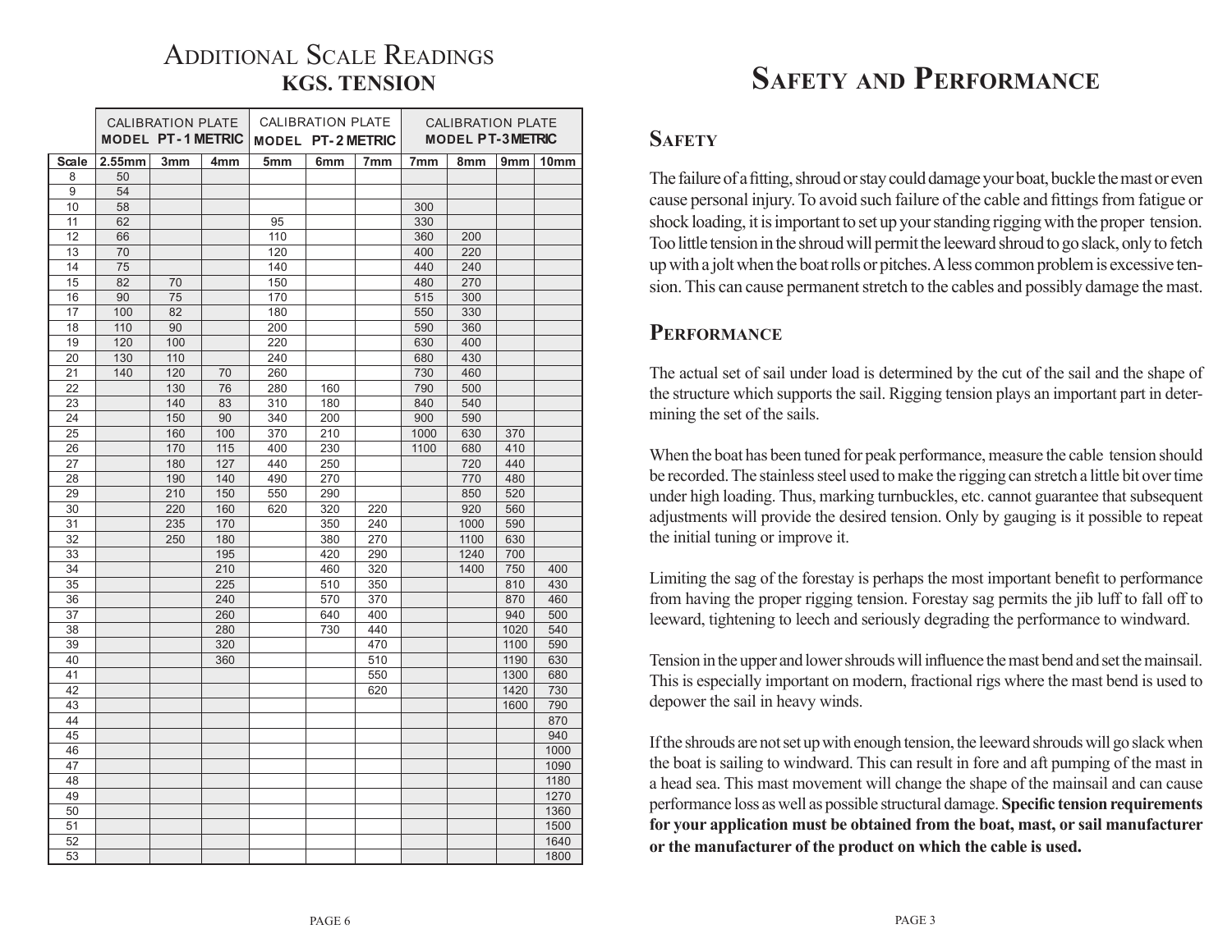# Additional Scale Readings
## KGS. TENSION

| | Calibration Plate Model PT-1 Metric | | | Calibration Plate Model PT-2 Metric | | | Calibration Plate Model PT-3 Metric | | | |
|---|---|---|---|---|---|---|---|---|---|---|
| **Scale** | **2.55mm** | **3mm** | **4mm** | **5mm** | **6mm** | **7mm** | **7mm** | **8mm** | **9mm** | **10mm** |
| 8 | 50 | | | | | | | | | |
| 9 | 54 | | | | | | | | | |
| 10 | 58 | | | | | | 300 | | | |
| 11 | 62 | | | 95 | | | 330 | | | |
| 12 | 66 | | | 110 | | | 360 | 200 | | |
| 13 | 70 | | | 120 | | | 400 | 220 | | |
| 14 | 75 | | | 140 | | | 440 | 240 | | |
| 15 | 82 | 70 | | 150 | | | 480 | 270 | | |
| 16 | 90 | 75 | | 170 | | | 515 | 300 | | |
| 17 | 100 | 82 | | 180 | | | 550 | 330 | | |
| 18 | 110 | 90 | | 200 | | | 590 | 360 | | |
| 19 | 120 | 100 | | 220 | | | 630 | 400 | | |
| 20 | 130 | 110 | | 240 | | | 680 | 430 | | |
| 21 | 140 | 120 | 70 | 260 | | | 730 | 460 | | |
| 22 | | 130 | 76 | 280 | 160 | | 790 | 500 | | |
| 23 | | 140 | 83 | 310 | 180 | | 840 | 540 | | |
| 24 | | 150 | 90 | 340 | 200 | | 900 | 590 | | |
| 25 | | 160 | 100 | 370 | 210 | | 1000 | 630 | 370 | |
| 26 | | 170 | 115 | 400 | 230 | | 1100 | 680 | 410 | |
| 27 | | 180 | 127 | 440 | 250 | | | 720 | 440 | |
| 28 | | 190 | 140 | 490 | 270 | | | 770 | 480 | |
| 29 | | 210 | 150 | 550 | 290 | | | 850 | 520 | |
| 30 | | 220 | 160 | 620 | 320 | 220 | | 920 | 560 | |
| 31 | | 235 | 170 | | 350 | 240 | | 1000 | 590 | |
| 32 | | 250 | 180 | | 380 | 270 | | 1100 | 630 | |
| 33 | | | 195 | | 420 | 290 | | 1240 | 700 | |
| 34 | | | 210 | | 460 | 320 | | 1400 | 750 | 400 |
| 35 | | | 225 | | 510 | 350 | | | 810 | 430 |
| 36 | | | 240 | | 570 | 370 | | | 870 | 460 |
| 37 | | | 260 | | 640 | 400 | | | 940 | 500 |
| 38 | | | 280 | | 730 | 440 | | | 1020 | 540 |
| 39 | | | 320 | | | 470 | | | 1100 | 590 |
| 40 | | | 360 | | | 510 | | | 1190 | 630 |
| 41 | | | | | | 550 | | | 1300 | 680 |
| 42 | | | | | | 620 | | | 1420 | 730 |
| 43 | | | | | | | | | 1600 | 790 |
| 44 | | | | | | | | | | 870 |
| 45 | | | | | | | | | | 940 |
| 46 | | | | | | | | | | 1000 |
| 47 | | | | | | | | | | 1090 |
| 48 | | | | | | | | | | 1180 |
| 49 | | | | | | | | | | 1270 |
| 50 | | | | | | | | | | 1360 |
| 51 | | | | | | | | | | 1500 |
| 52 | | | | | | | | | | 1640 |
| 53 | | | | | | | | | | 1800 |

# Safety and Performance

## Safety

The failure of a fitting, shroud or stay could damage your boat, buckle the mast or even cause personal injury. To avoid such failure of the cable and fittings from fatigue or shock loading, it is important to set up your standing rigging with the proper tension. Too little tension in the shroud will permit the leeward shroud to go slack, only to fetch up with a jolt when the boat rolls or pitches. A less common problem is excessive tension. This can cause permanent stretch to the cables and possibly damage the mast.

## Performance

The actual set of sail under load is determined by the cut of the sail and the shape of the structure which supports the sail. Rigging tension plays an important part in determining the set of the sails.

When the boat has been tuned for peak performance, measure the cable tension should be recorded. The stainless steel used to make the rigging can stretch a little bit over time under high loading. Thus, marking turnbuckles, etc. cannot guarantee that subsequent adjustments will provide the desired tension. Only by gauging is it possible to repeat the initial tuning or improve it.

Limiting the sag of the forestay is perhaps the most important benefit to performance from having the proper rigging tension. Forestay sag permits the jib luff to fall off to leeward, tightening to leech and seriously degrading the performance to windward.

Tension in the upper and lower shrouds will influence the mast bend and set the mainsail. This is especially important on modern, fractional rigs where the mast bend is used to depower the sail in heavy winds.

If the shrouds are not set up with enough tension, the leeward shrouds will go slack when the boat is sailing to windward. This can result in fore and aft pumping of the mast in a head sea. This mast movement will change the shape of the mainsail and can cause performance loss as well as possible structural damage. **Specific tension requirements for your application must be obtained from the boat, mast, or sail manufacturer or the manufacturer of the product on which the cable is used.**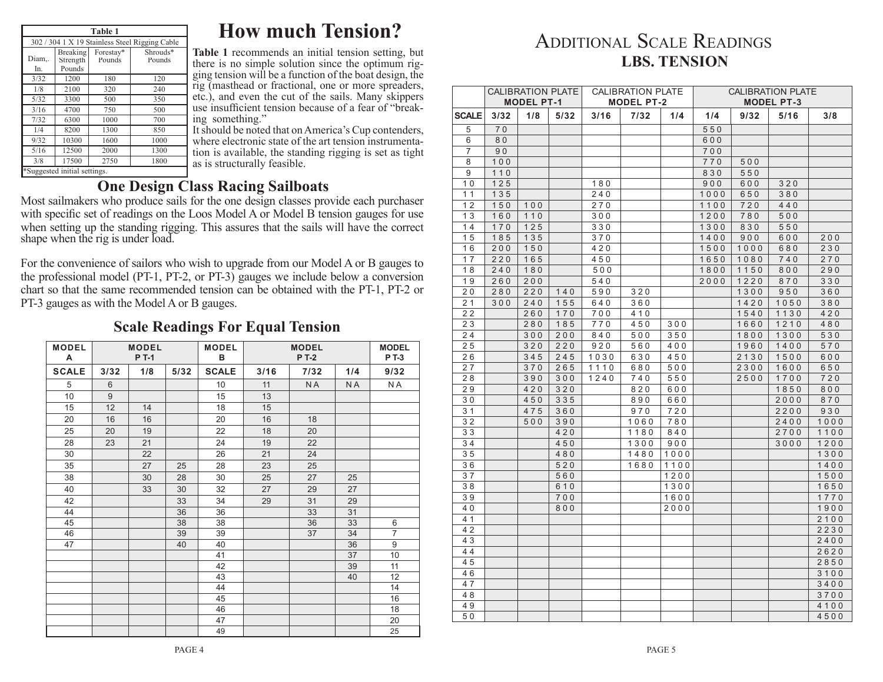| Table 1 | | | |
|---|---|---|---|
| 302 / 304 1 X 19 Stainless Steel Rigging Cable | | | |
| Diam,. In. | Breaking Strength Pounds | Forestay* Pounds | Shrouds* Pounds |
| 3/32 | 1200 | 180 | 120 |
| 1/8 | 2100 | 320 | 240 |
| 5/32 | 3300 | 500 | 350 |
| 3/16 | 4700 | 750 | 500 |
| 7/32 | 6300 | 1000 | 700 |
| 1/4 | 8200 | 1300 | 850 |
| 9/32 | 10300 | 1600 | 1000 |
| 5/16 | 12500 | 2000 | 1300 |
| 3/8 | 17500 | 2750 | 1800 |

*Suggested initial settings.

# How much Tension?

**Table 1** recommends an initial tension setting, but there is no simple solution since the optimum rigging tension will be a function of the boat design, the rig (masthead or fractional, one or more spreaders, etc.), and even the cut of the sails. Many skippers use insufficient tension because of a fear of "breaking something."

It should be noted that on America's Cup contenders, where electronic state of the art tension instrumentation is available, the standing rigging is set as tight as is structurally feasible.

## One Design Class Racing Sailboats

Most sailmakers who produce sails for the one design classes provide each purchaser with specific set of readings on the Loos Model A or Model B tension gauges for use when setting up the standing rigging. This assures that the sails will have the correct shape when the rig is under load.

For the convenience of sailors who wish to upgrade from our Model A or B gauges to the professional model (PT-1, PT-2, or PT-3) gauges we include below a conversion chart so that the same recommended tension can be obtained with the PT-1, PT-2 or PT-3 gauges as with the Model A or B gauges.

## Scale Readings For Equal Tension

| MODEL A | MODEL PT-1 | | | MODEL B | MODEL PT-2 | | | MODEL PT-3 |
|---|---|---|---|---|---|---|---|---|
| SCALE | 3/32 | 1/8 | 5/32 | SCALE | 3/16 | 7/32 | 1/4 | 9/32 |
| 5 | 6 | | | 10 | 11 | NA | NA | NA |
| 10 | 9 | | | 15 | 13 | | | |
| 15 | 12 | 14 | | 18 | 15 | | | |
| 20 | 16 | 16 | | 20 | 16 | 18 | | |
| 25 | 20 | 19 | | 22 | 18 | 20 | | |
| 28 | 23 | 21 | | 24 | 19 | 22 | | |
| 30 | | 22 | | 26 | 21 | 24 | | |
| 35 | | 27 | 25 | 28 | 23 | 25 | | |
| 38 | | 30 | 28 | 30 | 25 | 27 | 25 | |
| 40 | | 33 | 30 | 32 | 27 | 29 | 27 | |
| 42 | | | 33 | 34 | 29 | 31 | 29 | |
| 44 | | | 36 | 36 | | 33 | 31 | |
| 45 | | | 38 | 38 | | 36 | 33 | 6 |
| 46 | | | 39 | 39 | | 37 | 34 | 7 |
| 47 | | | 40 | 40 | | | 36 | 9 |
| | | | | 41 | | | 37 | 10 |
| | | | | 42 | | | 39 | 11 |
| | | | | 43 | | | 40 | 12 |
| | | | | 44 | | | | 14 |
| | | | | 45 | | | | 16 |
| | | | | 46 | | | | 18 |
| | | | | 47 | | | | 20 |
| | | | | 49 | | | | 25 |

# Additional Scale Readings
## LBS. TENSION

| | CALIBRATION PLATE MODEL PT-1 | | | CALIBRATION PLATE MODEL PT-2 | | | CALIBRATION PLATE MODEL PT-3 | | | |
|---|---|---|---|---|---|---|---|---|---|---|
| SCALE | 3/32 | 1/8 | 5/32 | 3/16 | 7/32 | 1/4 | 1/4 | 9/32 | 5/16 | 3/8 |
| 5 | 70 | | | | | | 550 | | | |
| 6 | 80 | | | | | | 600 | | | |
| 7 | 90 | | | | | | 700 | | | |
| 8 | 100 | | | | | | 770 | 500 | | |
| 9 | 110 | | | | | | 830 | 550 | | |
| 10 | 125 | | | 180 | | | 900 | 600 | 320 | |
| 11 | 135 | | | 240 | | | 1000 | 650 | 380 | |
| 12 | 150 | 100 | | 270 | | | 1100 | 720 | 440 | |
| 13 | 160 | 110 | | 300 | | | 1200 | 780 | 500 | |
| 14 | 170 | 125 | | 330 | | | 1300 | 830 | 550 | |
| 15 | 185 | 135 | | 370 | | | 1400 | 900 | 600 | 200 |
| 16 | 200 | 150 | | 420 | | | 1500 | 1000 | 680 | 230 |
| 17 | 220 | 165 | | 450 | | | 1650 | 1080 | 740 | 270 |
| 18 | 240 | 180 | | 500 | | | 1800 | 1150 | 800 | 290 |
| 19 | 260 | 200 | | 540 | | | 2000 | 1220 | 870 | 330 |
| 20 | 280 | 220 | 140 | 590 | 320 | | | 1300 | 950 | 360 |
| 21 | 300 | 240 | 155 | 640 | 360 | | | 1420 | 1050 | 380 |
| 22 | | 260 | 170 | 700 | 410 | | | 1540 | 1130 | 420 |
| 23 | | 280 | 185 | 770 | 450 | 300 | | 1660 | 1210 | 480 |
| 24 | | 300 | 200 | 840 | 500 | 350 | | 1800 | 1300 | 530 |
| 25 | | 320 | 220 | 920 | 560 | 400 | | 1960 | 1400 | 570 |
| 26 | | 345 | 245 | 1030 | 630 | 450 | | 2130 | 1500 | 600 |
| 27 | | 370 | 265 | 1110 | 680 | 500 | | 2300 | 1600 | 650 |
| 28 | | 390 | 300 | 1240 | 740 | 550 | | 2500 | 1700 | 720 |
| 29 | | 420 | 320 | | 820 | 600 | | | 1850 | 800 |
| 30 | | 450 | 335 | | 890 | 660 | | | 2000 | 870 |
| 31 | | 475 | 360 | | 970 | 720 | | | 2200 | 930 |
| 32 | | 500 | 390 | | 1060 | 780 | | | 2400 | 1000 |
| 33 | | | 420 | | 1180 | 840 | | | 2700 | 1100 |
| 34 | | | 450 | | 1300 | 900 | | | 3000 | 1200 |
| 35 | | | 480 | | 1480 | 1000 | | | | 1300 |
| 36 | | | 520 | | 1680 | 1100 | | | | 1400 |
| 37 | | | 560 | | | 1200 | | | | 1500 |
| 38 | | | 610 | | | 1300 | | | | 1650 |
| 39 | | | 700 | | | 1600 | | | | 1770 |
| 40 | | | 800 | | | 2000 | | | | 1900 |
| 41 | | | | | | | | | | 2100 |
| 42 | | | | | | | | | | 2230 |
| 43 | | | | | | | | | | 2400 |
| 44 | | | | | | | | | | 2620 |
| 45 | | | | | | | | | | 2850 |
| 46 | | | | | | | | | | 3100 |
| 47 | | | | | | | | | | 3400 |
| 48 | | | | | | | | | | 3700 |
| 49 | | | | | | | | | | 4100 |
| 50 | | | | | | | | | | 4500 |